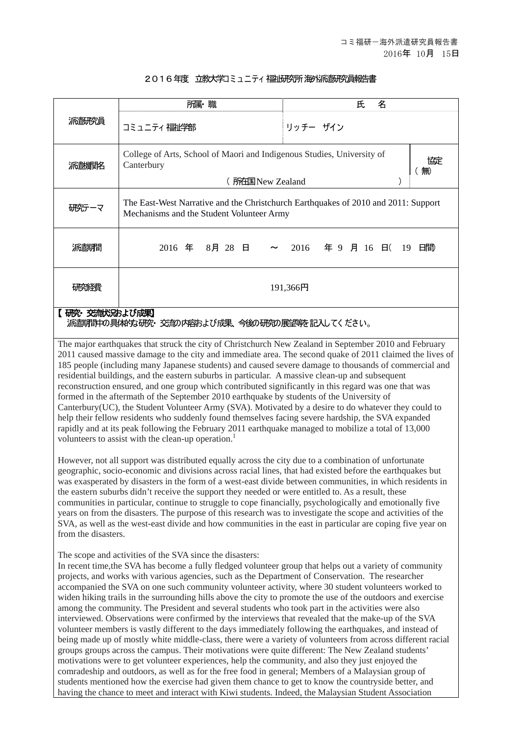コミ福研ー海外派遣研究員報告書
2016年 10月 15日

# ２０１６年度 立教大学コミュニティ福祉研究所海外派遣研究員報告書

| 派遣研究員 | 所属・職 | 氏　名 | |
|---|---|---|---|
| | コミュニティ福祉学部 | リッチー　ザイン | |
| 派遣機関名 | College of Arts, School of Maori and Indigenous Studies, University of Canterbury<br>（所在国New Zealand　　　　　　　） | | 協定（無） |
| 研究テーマ | The East-West Narrative and the Christchurch Earthquakes of 2010 and 2011: Support Mechanisms and the Student Volunteer Army | | |
| 派遣期間 | 2016 年　8月 28 日　～　2016　年 9 月 16 日（ 19 日間） | | |
| 研究経費 | 191,366円 | | |

**【研究・交流状況および成果】**
派遣期間中の具体的な研究・交流の内容および成果、今後の研究の展望等を記入してください。

The major earthquakes that struck the city of Christchurch New Zealand in September 2010 and February 2011 caused massive damage to the city and immediate area. The second quake of 2011 claimed the lives of 185 people (including many Japanese students) and caused severe damage to thousands of commercial and residential buildings, and the eastern suburbs in particular. A massive clean-up and subsequent reconstruction ensured, and one group which contributed significantly in this regard was one that was formed in the aftermath of the September 2010 earthquake by students of the University of Canterbury(UC), the Student Volunteer Army (SVA). Motivated by a desire to do whatever they could to help their fellow residents who suddenly found themselves facing severe hardship, the SVA expanded rapidly and at its peak following the February 2011 earthquake managed to mobilize a total of 13,000 volunteers to assist with the clean-up operation.[1]

However, not all support was distributed equally across the city due to a combination of unfortunate geographic, socio-economic and divisions across racial lines, that had existed before the earthquakes but was exasperated by disasters in the form of a west-east divide between communities, in which residents in the eastern suburbs didn't receive the support they needed or were entitled to. As a result, these communities in particular, continue to struggle to cope financially, psychologically and emotionally five years on from the disasters. The purpose of this research was to investigate the scope and activities of the SVA, as well as the west-east divide and how communities in the east in particular are coping five year on from the disasters.

The scope and activities of the SVA since the disasters:
In recent time,the SVA has become a fully fledged volunteer group that helps out a variety of community projects, and works with various agencies, such as the Department of Conservation. The researcher accompanied the SVA on one such community volunteer activity, where 30 student volunteers worked to widen hiking trails in the surrounding hills above the city to promote the use of the outdoors and exercise among the community. The President and several students who took part in the activities were also interviewed. Observations were confirmed by the interviews that revealed that the make-up of the SVA volunteer members is vastly different to the days immediately following the earthquakes, and instead of being made up of mostly white middle-class, there were a variety of volunteers from across different racial groups groups across the campus. Their motivations were quite different: The New Zealand students' motivations were to get volunteer experiences, help the community, and also they just enjoyed the comradeship and outdoors, as well as for the free food in general; Members of a Malaysian group of students mentioned how the exercise had given them chance to get to know the countryside better, and having the chance to meet and interact with Kiwi students. Indeed, the Malaysian Student Association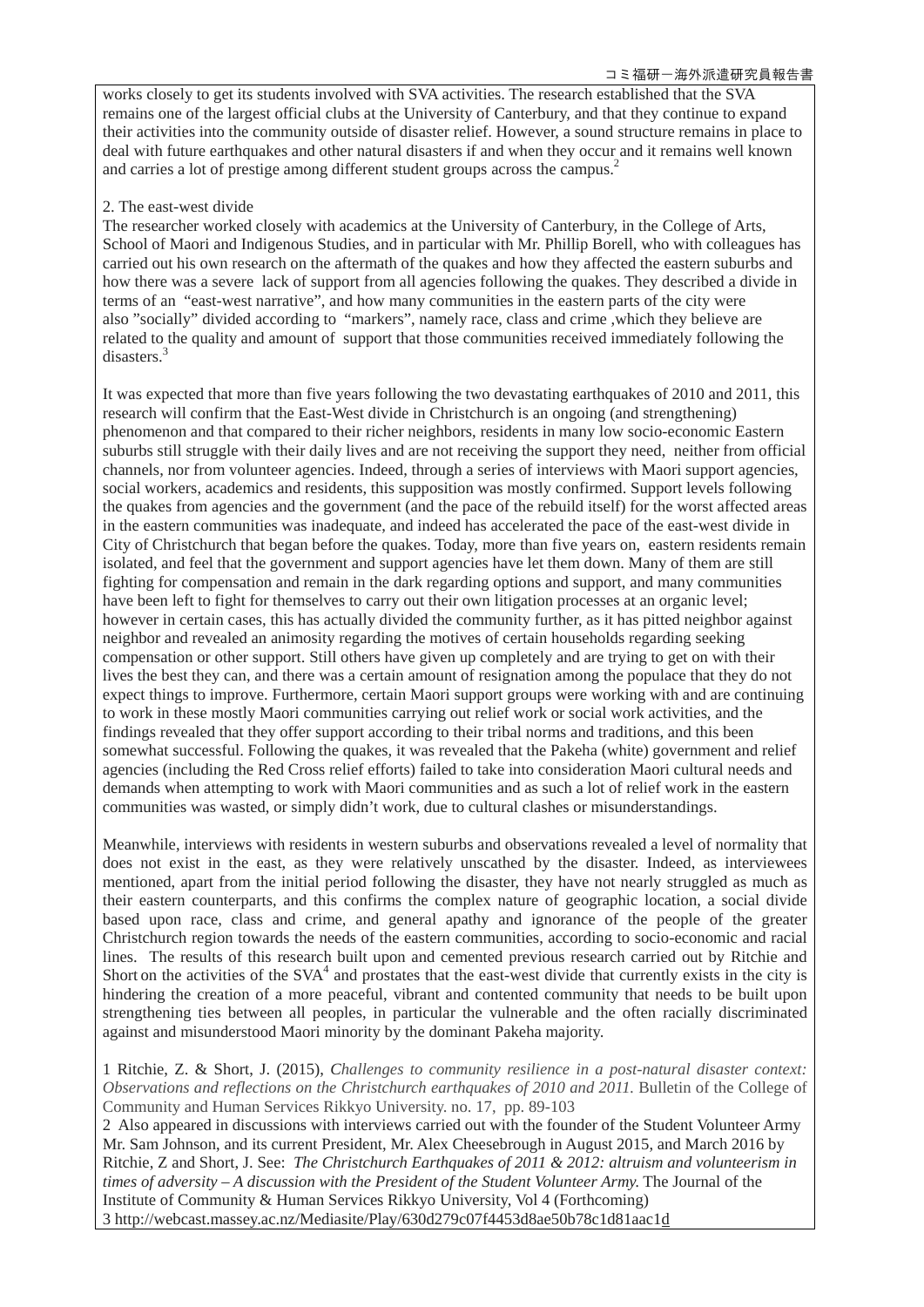works closely to get its students involved with SVA activities. The research established that the SVA remains one of the largest official clubs at the University of Canterbury, and that they continue to expand their activities into the community outside of disaster relief. However, a sound structure remains in place to deal with future earthquakes and other natural disasters if and when they occur and it remains well known and carries a lot of prestige among different student groups across the campus.[2]

2. The east-west divide

The researcher worked closely with academics at the University of Canterbury, in the College of Arts, School of Maori and Indigenous Studies, and in particular with Mr. Phillip Borell, who with colleagues has carried out his own research on the aftermath of the quakes and how they affected the eastern suburbs and how there was a severe lack of support from all agencies following the quakes. They described a divide in terms of an "east-west narrative", and how many communities in the eastern parts of the city were also "socially" divided according to "markers", namely race, class and crime ,which they believe are related to the quality and amount of support that those communities received immediately following the disasters.[3]

It was expected that more than five years following the two devastating earthquakes of 2010 and 2011, this research will confirm that the East-West divide in Christchurch is an ongoing (and strengthening) phenomenon and that compared to their richer neighbors, residents in many low socio-economic Eastern suburbs still struggle with their daily lives and are not receiving the support they need, neither from official channels, nor from volunteer agencies. Indeed, through a series of interviews with Maori support agencies, social workers, academics and residents, this supposition was mostly confirmed. Support levels following the quakes from agencies and the government (and the pace of the rebuild itself) for the worst affected areas in the eastern communities was inadequate, and indeed has accelerated the pace of the east-west divide in City of Christchurch that began before the quakes. Today, more than five years on, eastern residents remain isolated, and feel that the government and support agencies have let them down. Many of them are still fighting for compensation and remain in the dark regarding options and support, and many communities have been left to fight for themselves to carry out their own litigation processes at an organic level; however in certain cases, this has actually divided the community further, as it has pitted neighbor against neighbor and revealed an animosity regarding the motives of certain households regarding seeking compensation or other support. Still others have given up completely and are trying to get on with their lives the best they can, and there was a certain amount of resignation among the populace that they do not expect things to improve. Furthermore, certain Maori support groups were working with and are continuing to work in these mostly Maori communities carrying out relief work or social work activities, and the findings revealed that they offer support according to their tribal norms and traditions, and this been somewhat successful. Following the quakes, it was revealed that the Pakeha (white) government and relief agencies (including the Red Cross relief efforts) failed to take into consideration Maori cultural needs and demands when attempting to work with Maori communities and as such a lot of relief work in the eastern communities was wasted, or simply didn't work, due to cultural clashes or misunderstandings.

Meanwhile, interviews with residents in western suburbs and observations revealed a level of normality that does not exist in the east, as they were relatively unscathed by the disaster. Indeed, as interviewees mentioned, apart from the initial period following the disaster, they have not nearly struggled as much as their eastern counterparts, and this confirms the complex nature of geographic location, a social divide based upon race, class and crime, and general apathy and ignorance of the people of the greater Christchurch region towards the needs of the eastern communities, according to socio-economic and racial lines. The results of this research built upon and cemented previous research carried out by Ritchie and Short on the activities of the SVA[4] and prostates that the east-west divide that currently exists in the city is hindering the creation of a more peaceful, vibrant and contented community that needs to be built upon strengthening ties between all peoples, in particular the vulnerable and the often racially discriminated against and misunderstood Maori minority by the dominant Pakeha majority.

1 Ritchie, Z. & Short, J. (2015), *Challenges to community resilience in a post-natural disaster context: Observations and reflections on the Christchurch earthquakes of 2010 and 2011.* Bulletin of the College of Community and Human Services Rikkyo University. no. 17, pp. 89-103

2 Also appeared in discussions with interviews carried out with the founder of the Student Volunteer Army Mr. Sam Johnson, and its current President, Mr. Alex Cheesebrough in August 2015, and March 2016 by Ritchie, Z and Short, J. See: *The Christchurch Earthquakes of 2011 & 2012: altruism and volunteerism in times of adversity – A discussion with the President of the Student Volunteer Army.* The Journal of the Institute of Community & Human Services Rikkyo University, Vol 4 (Forthcoming)

3 http://webcast.massey.ac.nz/Mediasite/Play/630d279c07f4453d8ae50b78c1d81aac1d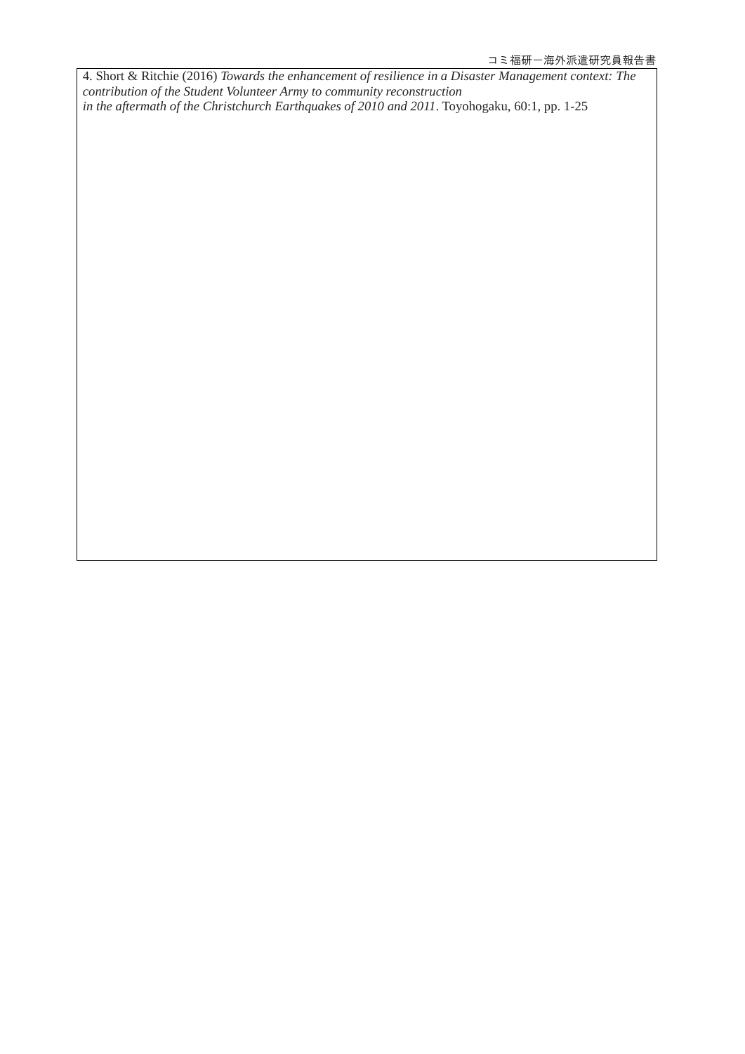4. Short & Ritchie (2016) *Towards the enhancement of resilience in a Disaster Management context: The contribution of the Student Volunteer Army to community reconstruction in the aftermath of the Christchurch Earthquakes of 2010 and 2011*. Toyohogaku, 60:1, pp. 1-25